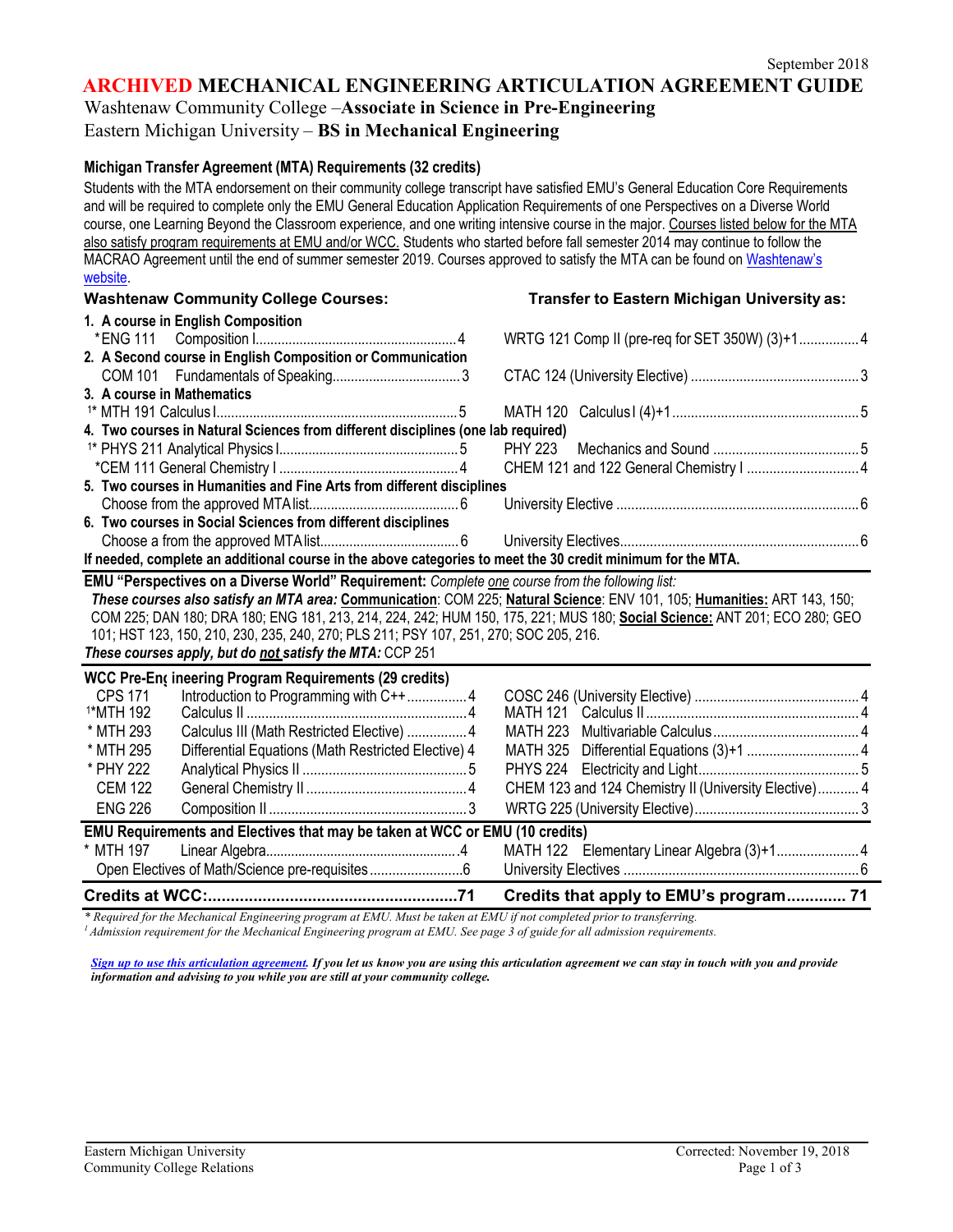September 2018

# ARCHIVED MECHANICAL ENGINEERING ARTICULATION AGREEMENT GUIDE

## Washtenaw Community College –**Associate in Science in Pre-Engineering**
## Eastern Michigan University – **BS in Mechanical Engineering**

### Michigan Transfer Agreement (MTA) Requirements (32 credits)

Students with the MTA endorsement on their community college transcript have satisfied EMU's General Education Core Requirements and will be required to complete only the EMU General Education Application Requirements of one Perspectives on a Diverse World course, one Learning Beyond the Classroom experience, and one writing intensive course in the major. Courses listed below for the MTA also satisfy program requirements at EMU and/or WCC. Students who started before fall semester 2014 may continue to follow the MACRAO Agreement until the end of summer semester 2019. Courses approved to satisfy the MTA can be found on Washtenaw's website.

| Washtenaw Community College Courses: | | Transfer to Eastern Michigan University as: | |
|---|---|---|---|
| **1. A course in English Composition** | | | |
| *ENG 111 Composition I | 4 | WRTG 121 Comp II (pre-req for SET 350W) (3)+1 | 4 |
| **2. A Second course in English Composition or Communication** | | | |
| COM 101 Fundamentals of Speaking | 3 | CTAC 124 (University Elective) | 3 |
| **3. A course in Mathematics** | | | |
| [1]* MTH 191 Calculus I | 5 | MATH 120 Calculus I (4)+1 | 5 |
| **4. Two courses in Natural Sciences from different disciplines (one lab required)** | | | |
| [1]* PHYS 211 Analytical Physics I | 5 | PHY 223 Mechanics and Sound | 5 |
| *CEM 111 General Chemistry I | 4 | CHEM 121 and 122 General Chemistry I | 4 |
| **5. Two courses in Humanities and Fine Arts from different disciplines** | | | |
| Choose from the approved MTA list | 6 | University Elective | 6 |
| **6. Two courses in Social Sciences from different disciplines** | | | |
| Choose a from the approved MTA list | 6 | University Electives | 6 |

**If needed, complete an additional course in the above categories to meet the 30 credit minimum for the MTA.**

**EMU "Perspectives on a Diverse World" Requirement:** *Complete one course from the following list:*
***These courses also satisfy an MTA area:*** **Communication**: COM 225; **Natural Science**: ENV 101, 105; **Humanities:** ART 143, 150; COM 225; DAN 180; DRA 180; ENG 181, 213, 214, 224, 242; HUM 150, 175, 221; MUS 180; **Social Science:** ANT 201; ECO 280; GEO 101; HST 123, 150, 210, 230, 235, 240, 270; PLS 211; PSY 107, 251, 270; SOC 205, 216.
***These courses apply, but do not satisfy the MTA:*** CCP 251

### WCC Pre-Engineering Program Requirements (29 credits)

| WCC Course | Title | Credits | EMU Equivalent | Credits |
|---|---|---|---|---|
| CPS 171 | Introduction to Programming with C++ | 4 | COSC 246 (University Elective) | 4 |
| [1]*MTH 192 | Calculus II | 4 | MATH 121 Calculus II | 4 |
| * MTH 293 | Calculus III (Math Restricted Elective) | 4 | MATH 223 Multivariable Calculus | 4 |
| * MTH 295 | Differential Equations (Math Restricted Elective) | 4 | MATH 325 Differential Equations (3)+1 | 4 |
| * PHY 222 | Analytical Physics II | 5 | PHYS 224 Electricity and Light | 5 |
| CEM 122 | General Chemistry II | 4 | CHEM 123 and 124 Chemistry II (University Elective) | 4 |
| ENG 226 | Composition II | 3 | WRTG 225 (University Elective) | 3 |

### EMU Requirements and Electives that may be taken at WCC or EMU (10 credits)

| WCC Course | Title | Credits | EMU Equivalent | Credits |
|---|---|---|---|---|
| * MTH 197 | Linear Algebra | 4 | MATH 122 Elementary Linear Algebra (3)+1 | 4 |
| | Open Electives of Math/Science pre-requisites | 6 | University Electives | 6 |
| **Credits at WCC:** | | **71** | **Credits that apply to EMU's program** | **71** |

*\* Required for the Mechanical Engineering program at EMU. Must be taken at EMU if not completed prior to transferring.*
*[1] Admission requirement for the Mechanical Engineering program at EMU. See page 3 of guide for all admission requirements.*

***Sign up to use this articulation agreement. If you let us know you are using this articulation agreement we can stay in touch with you and provide information and advising to you while you are still at your community college.***

Eastern Michigan University
Community College Relations

Corrected: November 19, 2018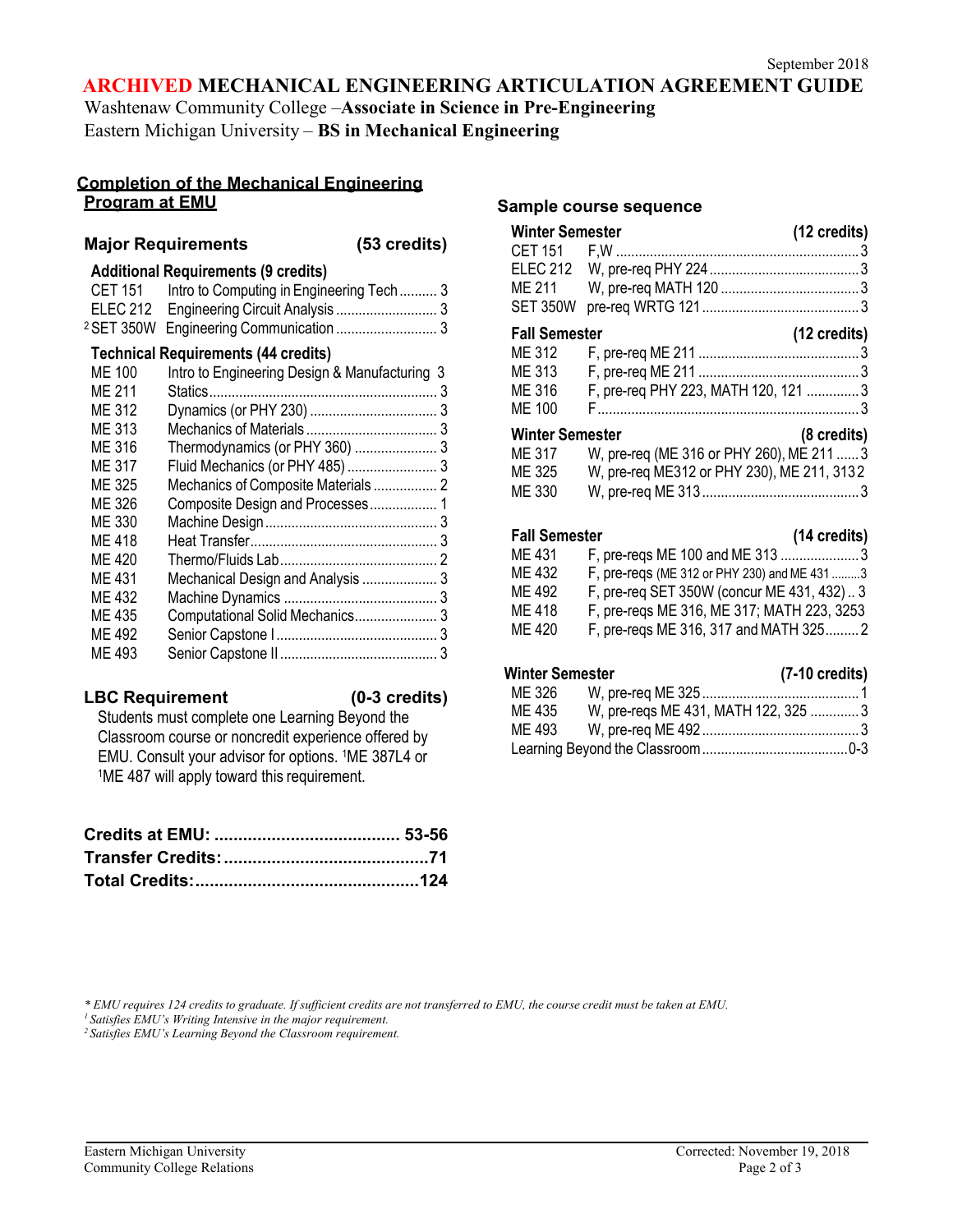September 2018

# ARCHIVED MECHANICAL ENGINEERING ARTICULATION AGREEMENT GUIDE

Washtenaw Community College –**Associate in Science in Pre-Engineering**

Eastern Michigan University – **BS in Mechanical Engineering**

## Completion of the Mechanical Engineering Program at EMU

### Major Requirements (53 credits)

**Additional Requirements (9 credits)**

| | | |
|---|---|---|
| CET 151 | Intro to Computing in Engineering Tech | 3 |
| ELEC 212 | Engineering Circuit Analysis | 3 |
| [2] SET 350W | Engineering Communication | 3 |

**Technical Requirements (44 credits)**

| | | |
|---|---|---|
| ME 100 | Intro to Engineering Design & Manufacturing | 3 |
| ME 211 | Statics | 3 |
| ME 312 | Dynamics (or PHY 230) | 3 |
| ME 313 | Mechanics of Materials | 3 |
| ME 316 | Thermodynamics (or PHY 360) | 3 |
| ME 317 | Fluid Mechanics (or PHY 485) | 3 |
| ME 325 | Mechanics of Composite Materials | 2 |
| ME 326 | Composite Design and Processes | 1 |
| ME 330 | Machine Design | 3 |
| ME 418 | Heat Transfer | 3 |
| ME 420 | Thermo/Fluids Lab | 2 |
| ME 431 | Mechanical Design and Analysis | 3 |
| ME 432 | Machine Dynamics | 3 |
| ME 435 | Computational Solid Mechanics | 3 |
| ME 492 | Senior Capstone I | 3 |
| ME 493 | Senior Capstone II | 3 |

### LBC Requirement (0-3 credits)

Students must complete one Learning Beyond the Classroom course or noncredit experience offered by EMU. Consult your advisor for options. [1]ME 387L4 or [1]ME 487 will apply toward this requirement.

**Credits at EMU: 53-56**
**Transfer Credits: 71**
**Total Credits: 124**

## Sample course sequence

**Winter Semester (12 credits)**

| | | |
|---|---|---|
| CET 151 | F,W | 3 |
| ELEC 212 | W, pre-req PHY 224 | 3 |
| ME 211 | W, pre-req MATH 120 | 3 |
| SET 350W | pre-req WRTG 121 | 3 |

**Fall Semester (12 credits)**

| | | |
|---|---|---|
| ME 312 | F, pre-req ME 211 | 3 |
| ME 313 | F, pre-req ME 211 | 3 |
| ME 316 | F, pre-req PHY 223, MATH 120, 121 | 3 |
| ME 100 | F | 3 |

**Winter Semester (8 credits)**

| | | |
|---|---|---|
| ME 317 | W, pre-req (ME 316 or PHY 260), ME 211 | 3 |
| ME 325 | W, pre-req ME312 or PHY 230), ME 211, 313 | 2 |
| ME 330 | W, pre-req ME 313 | 3 |

**Fall Semester (14 credits)**

| | | |
|---|---|---|
| ME 431 | F, pre-reqs ME 100 and ME 313 | 3 |
| ME 432 | F, pre-reqs (ME 312 or PHY 230) and ME 431 | 3 |
| ME 492 | F, pre-req SET 350W (concur ME 431, 432) | 3 |
| ME 418 | F, pre-reqs ME 316, ME 317; MATH 223, 325 | 3 |
| ME 420 | F, pre-reqs ME 316, 317 and MATH 325 | 2 |

**Winter Semester (7-10 credits)**

| | | |
|---|---|---|
| ME 326 | W, pre-req ME 325 | 1 |
| ME 435 | W, pre-reqs ME 431, MATH 122, 325 | 3 |
| ME 493 | W, pre-req ME 492 | 3 |
| Learning Beyond the Classroom | | 0-3 |

*\* EMU requires 124 credits to graduate. If sufficient credits are not transferred to EMU, the course credit must be taken at EMU.*

*[1] Satisfies EMU's Writing Intensive in the major requirement.*

*[2] Satisfies EMU's Learning Beyond the Classroom requirement.*

Eastern Michigan University
Community College Relations

Corrected: November 19, 2018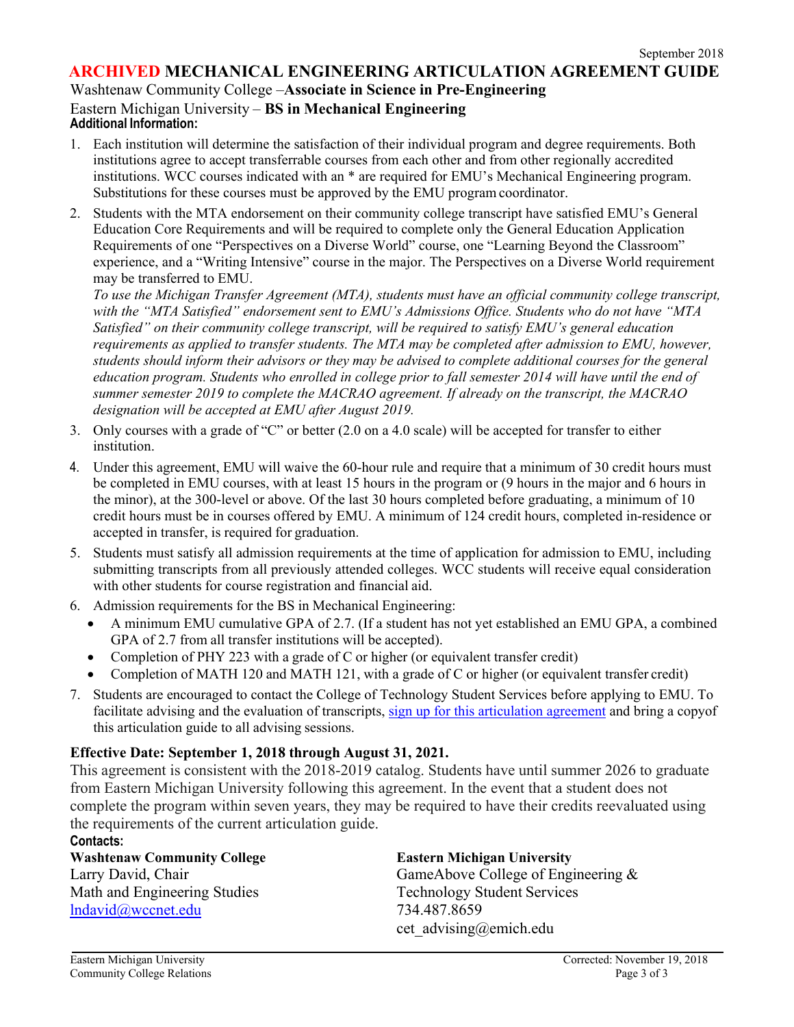September 2018

# ARCHIVED MECHANICAL ENGINEERING ARTICULATION AGREEMENT GUIDE

Washtenaw Community College –**Associate in Science in Pre-Engineering**

Eastern Michigan University – **BS in Mechanical Engineering**

**Additional Information:**

1. Each institution will determine the satisfaction of their individual program and degree requirements. Both institutions agree to accept transferrable courses from each other and from other regionally accredited institutions. WCC courses indicated with an * are required for EMU's Mechanical Engineering program. Substitutions for these courses must be approved by the EMU program coordinator.
2. Students with the MTA endorsement on their community college transcript have satisfied EMU's General Education Core Requirements and will be required to complete only the General Education Application Requirements of one "Perspectives on a Diverse World" course, one "Learning Beyond the Classroom" experience, and a "Writing Intensive" course in the major. The Perspectives on a Diverse World requirement may be transferred to EMU.
   *To use the Michigan Transfer Agreement (MTA), students must have an official community college transcript, with the "MTA Satisfied" endorsement sent to EMU's Admissions Office. Students who do not have "MTA Satisfied" on their community college transcript, will be required to satisfy EMU's general education requirements as applied to transfer students. The MTA may be completed after admission to EMU, however, students should inform their advisors or they may be advised to complete additional courses for the general education program. Students who enrolled in college prior to fall semester 2014 will have until the end of summer semester 2019 to complete the MACRAO agreement. If already on the transcript, the MACRAO designation will be accepted at EMU after August 2019.*
3. Only courses with a grade of "C" or better (2.0 on a 4.0 scale) will be accepted for transfer to either institution.
4. Under this agreement, EMU will waive the 60-hour rule and require that a minimum of 30 credit hours must be completed in EMU courses, with at least 15 hours in the program or (9 hours in the major and 6 hours in the minor), at the 300-level or above. Of the last 30 hours completed before graduating, a minimum of 10 credit hours must be in courses offered by EMU. A minimum of 124 credit hours, completed in-residence or accepted in transfer, is required for graduation.
5. Students must satisfy all admission requirements at the time of application for admission to EMU, including submitting transcripts from all previously attended colleges. WCC students will receive equal consideration with other students for course registration and financial aid.
6. Admission requirements for the BS in Mechanical Engineering:
   - A minimum EMU cumulative GPA of 2.7. (If a student has not yet established an EMU GPA, a combined GPA of 2.7 from all transfer institutions will be accepted).
   - Completion of PHY 223 with a grade of C or higher (or equivalent transfer credit)
   - Completion of MATH 120 and MATH 121, with a grade of C or higher (or equivalent transfer credit)
7. Students are encouraged to contact the College of Technology Student Services before applying to EMU. To facilitate advising and the evaluation of transcripts, sign up for this articulation agreement and bring a copyof this articulation guide to all advising sessions.

**Effective Date: September 1, 2018 through August 31, 2021.**

This agreement is consistent with the 2018-2019 catalog. Students have until summer 2026 to graduate from Eastern Michigan University following this agreement. In the event that a student does not complete the program within seven years, they may be required to have their credits reevaluated using the requirements of the current articulation guide.

**Contacts:**

**Washtenaw Community College**
Larry David, Chair
Math and Engineering Studies
lndavid@wccnet.edu

**Eastern Michigan University**
GameAbove College of Engineering & Technology Student Services
734.487.8659
cet_advising@emich.edu

Eastern Michigan University
Community College Relations

Corrected: November 19, 2018